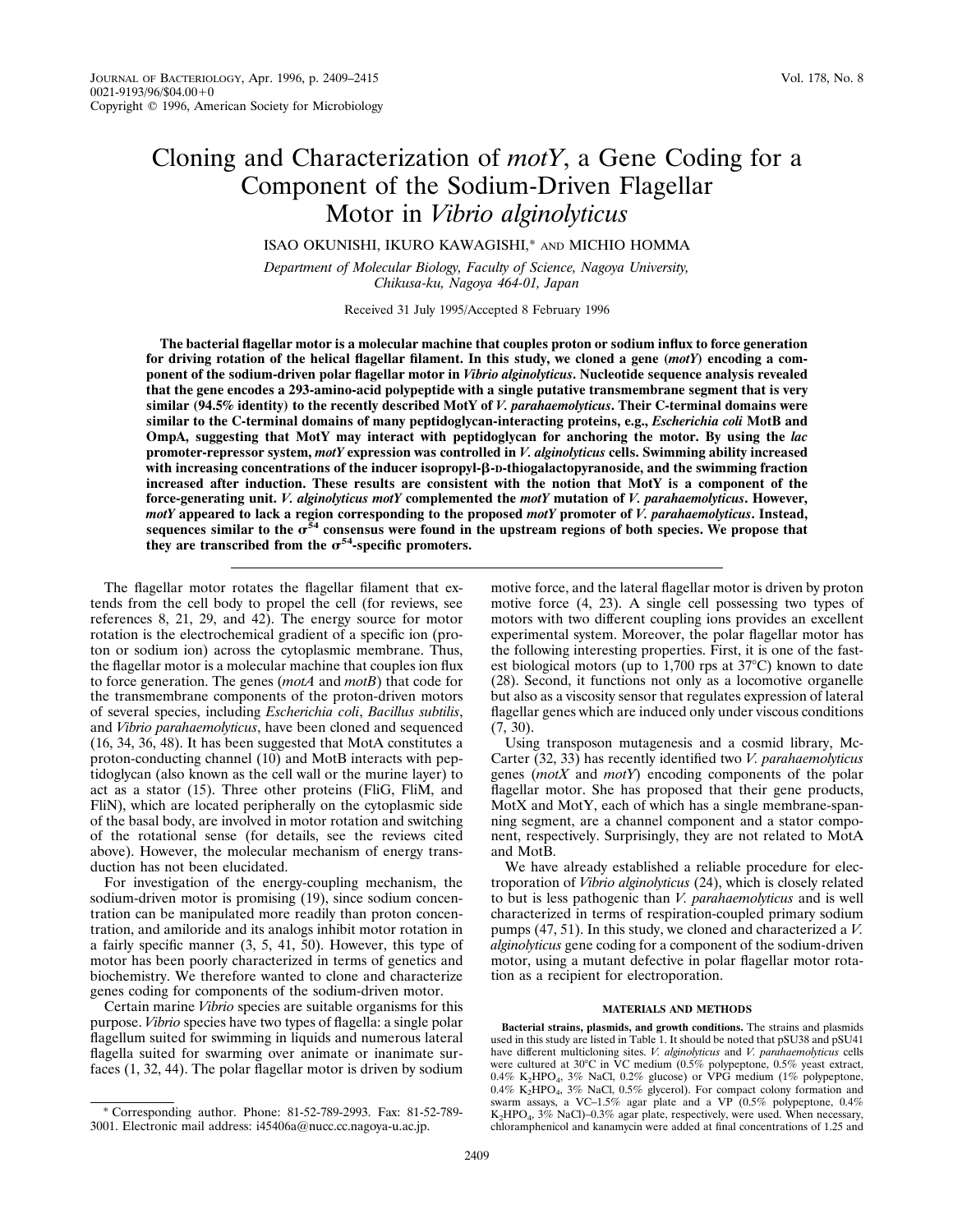# Cloning and Characterization of *motY*, a Gene Coding for a Component of the Sodium-Driven Flagellar Motor in *Vibrio alginolyticus*

ISAO OKUNISHI, IKURO KAWAGISHI,* AND MICHIO HOMMA

*Department of Molecular Biology, Faculty of Science, Nagoya University, Chikusa-ku, Nagoya 464-01, Japan*

Received 31 July 1995/Accepted 8 February 1996

**The bacterial flagellar motor is a molecular machine that couples proton or sodium influx to force generation for driving rotation of the helical flagellar filament. In this study, we cloned a gene (*motY*) encoding a component of the sodium-driven polar flagellar motor in *Vibrio alginolyticus*. Nucleotide sequence analysis revealed that the gene encodes a 293-amino-acid polypeptide with a single putative transmembrane segment that is very similar (94.5% identity) to the recently described MotY of *V. parahaemolyticus*. Their C-terminal domains were similar to the C-terminal domains of many peptidoglycan-interacting proteins, e.g., *Escherichia coli* MotB and OmpA, suggesting that MotY may interact with peptidoglycan for anchoring the motor. By using the *lac* promoter-repressor system, *motY* expression was controlled in *V. alginolyticus* cells. Swimming ability increased with increasing concentrations of the inducer isopropyl-β-D-thiogalactopyranoside, and the swimming fraction increased after induction. These results are consistent with the notion that MotY is a component of the force-generating unit. *V. alginolyticus motY* complemented the *motY* mutation of *V. parahaemolyticus*. However, *motY* appeared to lack a region corresponding to the proposed *motY* promoter of *V. parahaemolyticus*. Instead, sequences similar to the $\sigma^{54}$ consensus were found in the upstream regions of both species. We propose that they are transcribed from the $\sigma^{54}$-specific promoters.**

The flagellar motor rotates the flagellar filament that extends from the cell body to propel the cell (for reviews, see references 8, 21, 29, and 42). The energy source for motor rotation is the electrochemical gradient of a specific ion (proton or sodium ion) across the cytoplasmic membrane. Thus, the flagellar motor is a molecular machine that couples ion flux to force generation. The genes (*motA* and *motB*) that code for the transmembrane components of the proton-driven motors of several species, including *Escherichia coli*, *Bacillus subtilis*, and *Vibrio parahaemolyticus*, have been cloned and sequenced (16, 34, 36, 48). It has been suggested that MotA constitutes a proton-conducting channel (10) and MotB interacts with peptidoglycan (also known as the cell wall or the murine layer) to act as a stator (15). Three other proteins (FliG, FliM, and FliN), which are located peripherally on the cytoplasmic side of the basal body, are involved in motor rotation and switching of the rotational sense (for details, see the reviews cited above). However, the molecular mechanism of energy transduction has not been elucidated.

For investigation of the energy-coupling mechanism, the sodium-driven motor is promising (19), since sodium concentration can be manipulated more readily than proton concentration, and amiloride and its analogs inhibit motor rotation in a fairly specific manner (3, 5, 41, 50). However, this type of motor has been poorly characterized in terms of genetics and biochemistry. We therefore wanted to clone and characterize genes coding for components of the sodium-driven motor.

Certain marine *Vibrio* species are suitable organisms for this purpose. *Vibrio* species have two types of flagella: a single polar flagellum suited for swimming in liquids and numerous lateral flagella suited for swarming over animate or inanimate surfaces (1, 32, 44). The polar flagellar motor is driven by sodium motive force, and the lateral flagellar motor is driven by proton motive force (4, 23). A single cell possessing two types of motors with two different coupling ions provides an excellent experimental system. Moreover, the polar flagellar motor has the following interesting properties. First, it is one of the fastest biological motors (up to 1,700 rps at 37°C) known to date (28). Second, it functions not only as a locomotive organelle but also as a viscosity sensor that regulates expression of lateral flagellar genes which are induced only under viscous conditions (7, 30).

Using transposon mutagenesis and a cosmid library, McCarter (32, 33) has recently identified two *V. parahaemolyticus* genes (*motX* and *motY*) encoding components of the polar flagellar motor. She has proposed that their gene products, MotX and MotY, each of which has a single membrane-spanning segment, are a channel component and a stator component, respectively. Surprisingly, they are not related to MotA and MotB.

We have already established a reliable procedure for electroporation of *Vibrio alginolyticus* (24), which is closely related to but is less pathogenic than *V. parahaemolyticus* and is well characterized in terms of respiration-coupled primary sodium pumps (47, 51). In this study, we cloned and characterized a *V. alginolyticus* gene coding for a component of the sodium-driven motor, using a mutant defective in polar flagellar motor rotation as a recipient for electroporation.

## MATERIALS AND METHODS

**Bacterial strains, plasmids, and growth conditions.** The strains and plasmids used in this study are listed in Table 1. It should be noted that pSU38 and pSU41 have different multicloning sites. *V. alginolyticus* and *V. parahaemolyticus* cells were cultured at 30°C in VC medium (0.5% polypeptone, 0.5% yeast extract, 0.4% $K_2HPO_4$, 3% NaCl, 0.2% glucose) or VPG medium (1% polypeptone, 0.4% $K_2HPO_4$, 3% NaCl, 0.5% glycerol). For compact colony formation and swarm assays, a VC–1.5% agar plate and a VP (0.5% polypeptone, 0.4% $K_2HPO_4$, 3% NaCl)–0.3% agar plate, respectively, were used. When necessary, chloramphenicol and kanamycin were added at final concentrations of 1.25 and

\* Corresponding author. Phone: 81-52-789-2993. Fax: 81-52-789-3001. Electronic mail address: i45406a@nucc.cc.nagoya-u.ac.jp.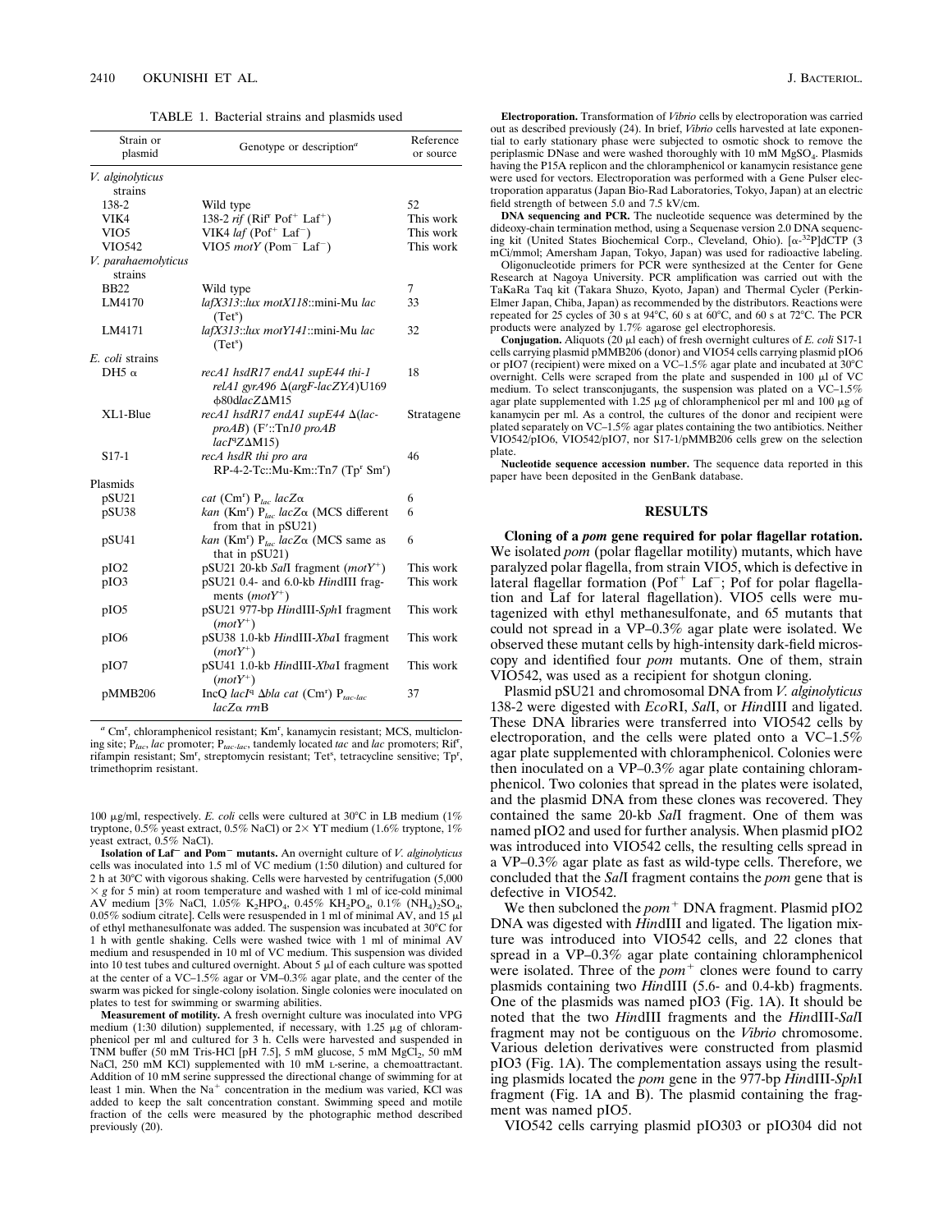TABLE 1. Bacterial strains and plasmids used

| Strain or plasmid | Genotype or description[a] | Reference or source |
| --- | --- | --- |
| *V. alginolyticus* strains | | |
| 138-2 | Wild type | 52 |
| VIK4 | 138-2 *rif* (Rif[r] Pof[+] Laf[+]) | This work |
| VIO5 | VIK4 *laf* (Pof[+] Laf[−]) | This work |
| VIO542 | VIO5 *motY* (Pom[−] Laf[−]) | This work |
| *V. parahaemolyticus* strains | | |
| BB22 | Wild type | 7 |
| LM4170 | *lafX313*::*lux motX118*::mini-Mu *lac* (Tet[s]) | 33 |
| LM4171 | *lafX313*::*lux motY141*::mini-Mu *lac* (Tet[s]) | 32 |
| *E. coli* strains | | |
| DH5 α | *recA1 hsdR17 endA1 supE44 thi-1 relA1 gyrA96* Δ(*argF-lacZYA*)U169 φ80d*lacZ*ΔM15 | 18 |
| XL1-Blue | *recA1 hsdR17 endA1 supE44* Δ(*lac-proAB*) (F′::Tn*10 proAB lacI*[q]*Z*ΔM15) | Stratagene |
| S17-1 | *recA hsdR thi pro ara* RP-4-2-Tc::Mu-Km::Tn*7* (Tp[r] Sm[r]) | 46 |
| Plasmids | | |
| pSU21 | *cat* (Cm[r]) $P_{lac}$ *lacZ*α | 6 |
| pSU38 | *kan* (Km[r]) $P_{lac}$ *lacZ*α (MCS different from that in pSU21) | 6 |
| pSU41 | *kan* (Km[r]) $P_{lac}$ *lacZ*α (MCS same as that in pSU21) | 6 |
| pIO2 | pSU21 20-kb *Sal*I fragment (*motY*[+]) | This work |
| pIO3 | pSU21 0.4- and 6.0-kb *Hin*dIII fragments (*motY*[+]) | This work |
| pIO5 | pSU21 977-bp *Hin*dIII-*Sph*I fragment (*motY*[+]) | This work |
| pIO6 | pSU38 1.0-kb *Hin*dIII-*Xba*I fragment (*motY*[+]) | This work |
| pIO7 | pSU41 1.0-kb *Hin*dIII-*Xba*I fragment (*motY*[+]) | This work |
| pMMB206 | IncQ *lacI*[q] Δ*bla cat* (Cm[r]) $P_{tac-lac}$ *lacZ*α *rrn*B | 37 |

[a] Cm[r], chloramphenicol resistant; Km[r], kanamycin resistant; MCS, multicloning site; $P_{lac}$, *lac* promoter; $P_{tac-lac}$, tandemly located *tac* and *lac* promoters; Rif[r], rifampin resistant; Sm[r], streptomycin resistant; Tet[s], tetracycline sensitive; Tp[r], trimethoprim resistant.

100 μg/ml, respectively. *E. coli* cells were cultured at 30°C in LB medium (1% tryptone, 0.5% yeast extract, 0.5% NaCl) or 2× YT medium (1.6% tryptone, 1% yeast extract, 0.5% NaCl).

**Isolation of Laf[−] and Pom[−] mutants.** An overnight culture of *V. alginolyticus* cells was inoculated into 1.5 ml of VC medium (1:50 dilution) and cultured for 2 h at 30°C with vigorous shaking. Cells were harvested by centrifugation (5,000 × *g* for 5 min) at room temperature and washed with 1 ml of ice-cold minimal AV medium [3% NaCl, 1.05% $K_2HPO_4$, 0.45% $KH_2PO_4$, 0.1% $(NH_4)_2SO_4$, 0.05% sodium citrate]. Cells were resuspended in 1 ml of minimal AV, and 15 μl of ethyl methanesulfonate was added. The suspension was incubated at 30°C for 1 h with gentle shaking. Cells were washed twice with 1 ml of minimal AV medium and resuspended in 10 ml of VC medium. This suspension was divided into 10 test tubes and cultured overnight. About 5 μl of each culture was spotted at the center of a VC–1.5% agar or VM–0.3% agar plate, and the center of the swarm was picked for single-colony isolation. Single colonies were inoculated on plates to test for swimming or swarming abilities.

**Measurement of motility.** A fresh overnight culture was inoculated into VPG medium (1:30 dilution) supplemented, if necessary, with 1.25 μg of chloramphenicol per ml and cultured for 3 h. Cells were harvested and suspended in TNM buffer (50 mM Tris-HCl [pH 7.5], 5 mM glucose, 5 mM $MgCl_2$, 50 mM NaCl, 250 mM KCl) supplemented with 10 mM L-serine, a chemoattractant. Addition of 10 mM serine suppressed the directional change of swimming for at least 1 min. When the $Na^+$ concentration in the medium was varied, KCl was added to keep the salt concentration constant. Swimming speed and motile fraction of the cells were measured by the photographic method described previously (20).

**Electroporation.** Transformation of *Vibrio* cells by electroporation was carried out as described previously (24). In brief, *Vibrio* cells harvested at late exponential to early stationary phase were subjected to osmotic shock to remove the periplasmic DNase and were washed thoroughly with 10 mM $MgSO_4$. Plasmids having the P15A replicon and the chloramphenicol or kanamycin resistance gene were used for vectors. Electroporation was performed with a Gene Pulser electroporation apparatus (Japan Bio-Rad Laboratories, Tokyo, Japan) at an electric field strength of between 5.0 and 7.5 kV/cm.

**DNA sequencing and PCR.** The nucleotide sequence was determined by the dideoxy-chain termination method, using a Sequenase version 2.0 DNA sequencing kit (United States Biochemical Corp., Cleveland, Ohio). [α-$^{32}$P]dCTP (3 mCi/mmol; Amersham Japan, Tokyo, Japan) was used for radioactive labeling.

Oligonucleotide primers for PCR were synthesized at the Center for Gene Research at Nagoya University. PCR amplification was carried out with the TaKaRa Taq kit (Takara Shuzo, Kyoto, Japan) and Thermal Cycler (Perkin-Elmer Japan, Chiba, Japan) as recommended by the distributors. Reactions were repeated for 25 cycles of 30 s at 94°C, 60 s at 60°C, and 60 s at 72°C. The PCR products were analyzed by 1.7% agarose gel electrophoresis.

**Conjugation.** Aliquots (20 μl each) of fresh overnight cultures of *E. coli* S17-1 cells carrying plasmid pMMB206 (donor) and VIO54 cells carrying plasmid pIO6 or pIO7 (recipient) were mixed on a VC–1.5% agar plate and incubated at 30°C overnight. Cells were scraped from the plate and suspended in 100 μl of VC medium. To select transconjugants, the suspension was plated on a VC–1.5% agar plate supplemented with 1.25 μg of chloramphenicol per ml and 100 μg of kanamycin per ml. As a control, the cultures of the donor and recipient were plated separately on VC–1.5% agar plates containing the two antibiotics. Neither VIO542/pIO6, VIO542/pIO7, nor S17-1/pMMB206 cells grew on the selection plate.

**Nucleotide sequence accession number.** The sequence data reported in this paper have been deposited in the GenBank database.

## RESULTS

**Cloning of a *pom* gene required for polar flagellar rotation.** We isolated *pom* (polar flagellar motility) mutants, which have paralyzed polar flagella, from strain VIO5, which is defective in lateral flagellar formation (Pof[+] Laf[−]; Pof for polar flagellation and Laf for lateral flagellation). VIO5 cells were mutagenized with ethyl methanesulfonate, and 65 mutants that could not spread in a VP–0.3% agar plate were isolated. We observed these mutant cells by high-intensity dark-field microscopy and identified four *pom* mutants. One of them, strain VIO542, was used as a recipient for shotgun cloning.

Plasmid pSU21 and chromosomal DNA from *V. alginolyticus* 138-2 were digested with *Eco*RI, *Sal*I, or *Hin*dIII and ligated. These DNA libraries were transferred into VIO542 cells by electroporation, and the cells were plated onto a VC–1.5% agar plate supplemented with chloramphenicol. Colonies were then inoculated on a VP–0.3% agar plate containing chloramphenicol. Two colonies that spread in the plates were isolated, and the plasmid DNA from these clones was recovered. They contained the same 20-kb *Sal*I fragment. One of them was named pIO2 and used for further analysis. When plasmid pIO2 was introduced into VIO542 cells, the resulting cells spread in a VP–0.3% agar plate as fast as wild-type cells. Therefore, we concluded that the *Sal*I fragment contains the *pom* gene that is defective in VIO542.

We then subcloned the *pom*[+] DNA fragment. Plasmid pIO2 DNA was digested with *Hin*dIII and ligated. The ligation mixture was introduced into VIO542 cells, and 22 clones that spread in a VP–0.3% agar plate containing chloramphenicol were isolated. Three of the *pom*[+] clones were found to carry plasmids containing two *Hin*dIII (5.6- and 0.4-kb) fragments. One of the plasmids was named pIO3 (Fig. 1A). It should be noted that the two *Hin*dIII fragments and the *Hin*dIII-*Sal*I fragment may not be contiguous on the *Vibrio* chromosome. Various deletion derivatives were constructed from plasmid pIO3 (Fig. 1A). The complementation assays using the resulting plasmids located the *pom* gene in the 977-bp *Hin*dIII-*Sph*I fragment (Fig. 1A and B). The plasmid containing the fragment was named pIO5.

VIO542 cells carrying plasmid pIO303 or pIO304 did not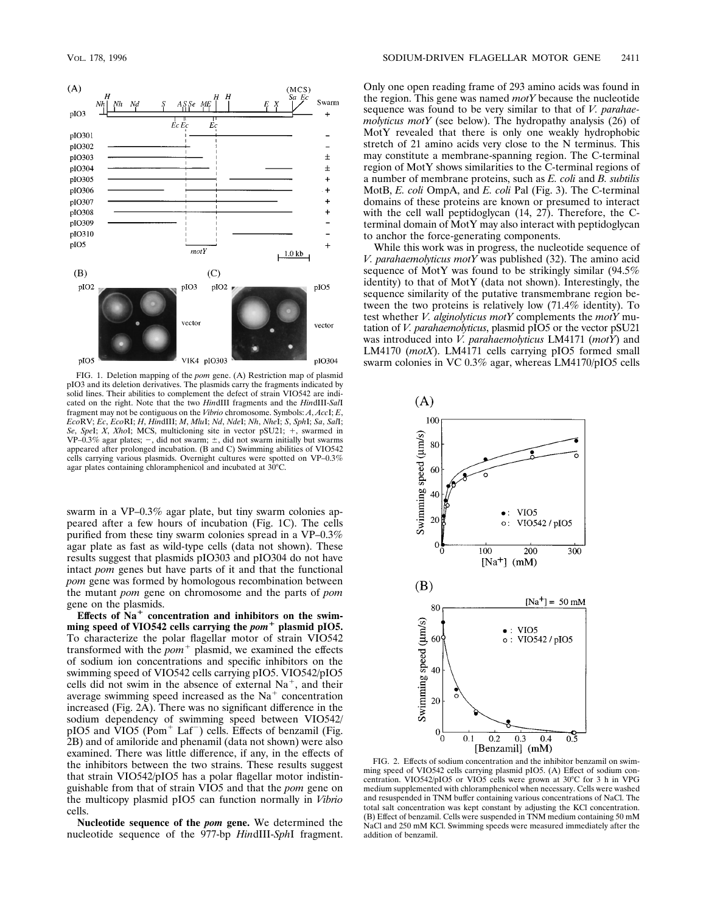FIG. 1. Deletion mapping of the *pom* gene. (A) Restriction map of plasmid pIO3 and its deletion derivatives. The plasmids carry the fragments indicated by solid lines. Their abilities to complement the defect of strain VIO542 are indicated on the right. Note that the two *Hin*dIII fragments and the *Hin*dIII-*Sal*I fragment may not be contiguous on the *Vibrio* chromosome. Symbols: *A*, *Acc*I; *E*, *Eco*RV; *Ec*, *Eco*RI; *H*, *Hin*dIII; *M*, *Mlu*I; *Nd*, *Nde*I; *Nh*, *Nhe*I; *S*, *Sph*I; *Sa*, *Sal*I; *Se*, *Spe*I; *X*, *Xho*I; MCS, multicloning site in vector pSU21; +, swarmed in VP–0.3% agar plates; −, did not swarm; ±, did not swarm initially but swarms appeared after prolonged incubation. (B and C) Swimming abilities of VIO542 cells carrying various plasmids. Overnight cultures were spotted on VP–0.3% agar plates containing chloramphenicol and incubated at 30°C.

swarm in a VP–0.3% agar plate, but tiny swarm colonies appeared after a few hours of incubation (Fig. 1C). The cells purified from these tiny swarm colonies spread in a VP–0.3% agar plate as fast as wild-type cells (data not shown). These results suggest that plasmids pIO303 and pIO304 do not have intact *pom* genes but have parts of it and that the functional *pom* gene was formed by homologous recombination between the mutant *pom* gene on chromosome and the parts of *pom* gene on the plasmids.

**Effects of $Na^+$ concentration and inhibitors on the swimming speed of VIO542 cells carrying the *pom*$^+$ plasmid pIO5.** To characterize the polar flagellar motor of strain VIO542 transformed with the *pom*$^+$ plasmid, we examined the effects of sodium ion concentrations and specific inhibitors on the swimming speed of VIO542 cells carrying pIO5. VIO542/pIO5 cells did not swim in the absence of external $Na^+$, and their average swimming speed increased as the $Na^+$ concentration increased (Fig. 2A). There was no significant difference in the sodium dependency of swimming speed between VIO542/pIO5 and VIO5 (Pom$^+$ Laf$^-$) cells. Effects of benzamil (Fig. 2B) and of amiloride and phenamil (data not shown) were also examined. There was little difference, if any, in the effects of the inhibitors between the two strains. These results suggest that strain VIO542/pIO5 has a polar flagellar motor indistinguishable from that of strain VIO5 and that the *pom* gene on the multicopy plasmid pIO5 can function normally in *Vibrio* cells.

**Nucleotide sequence of the *pom* gene.** We determined the nucleotide sequence of the 977-bp *Hin*dIII-*Sph*I fragment. Only one open reading frame of 293 amino acids was found in the region. This gene was named *motY* because the nucleotide sequence was found to be very similar to that of *V. parahaemolyticus motY* (see below). The hydropathy analysis (26) of MotY revealed that there is only one weakly hydrophobic stretch of 21 amino acids very close to the N terminus. This may constitute a membrane-spanning region. The C-terminal region of MotY shows similarities to the C-terminal regions of a number of membrane proteins, such as *E. coli* and *B. subtilis* MotB, *E. coli* OmpA, and *E. coli* Pal (Fig. 3). The C-terminal domains of these proteins are known or presumed to interact with the cell wall peptidoglycan (14, 27). Therefore, the C-terminal domain of MotY may also interact with peptidoglycan to anchor the force-generating components.

While this work was in progress, the nucleotide sequence of *V. parahaemolyticus motY* was published (32). The amino acid sequence of MotY was found to be strikingly similar (94.5% identity) to that of MotY (data not shown). Interestingly, the sequence similarity of the putative transmembrane region between the two proteins is relatively low (71.4% identity). To test whether *V. alginolyticus motY* complements the *motY* mutation of *V. parahaemolyticus*, plasmid pIO5 or the vector pSU21 was introduced into *V. parahaemolyticus* LM4171 (*motY*) and LM4170 (*motX*). LM4171 cells carrying pIO5 formed small swarm colonies in VC 0.3% agar, whereas LM4170/pIO5 cells

FIG. 2. Effects of sodium concentration and the inhibitor benzamil on swimming speed of VIO542 cells carrying plasmid pIO5. (A) Effect of sodium concentration. VIO542/pIO5 or VIO5 cells were grown at 30°C for 3 h in VPG medium supplemented with chloramphenicol when necessary. Cells were washed and resuspended in TNM buffer containing various concentrations of NaCl. The total salt concentration was kept constant by adjusting the KCl concentration. (B) Effect of benzamil. Cells were suspended in TNM medium containing 50 mM NaCl and 250 mM KCl. Swimming speeds were measured immediately after the addition of benzamil.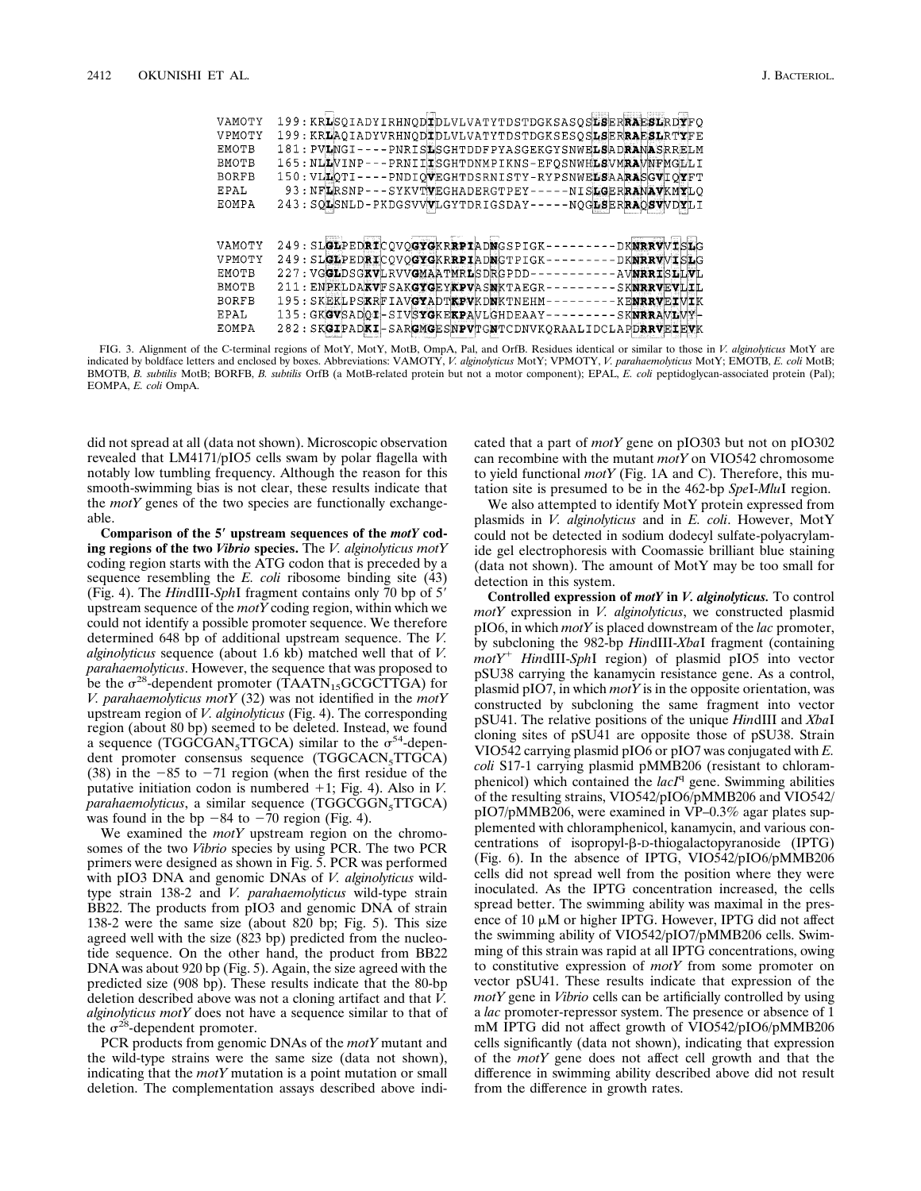```
VAMOTY  199:KRLSQIADYIRHNQDIDLVLVATYTDSTDGKSASQSLSERRAESLRDYFQ
VPMOTY  199:KRLAQIADYVRHNQDIDLVLVATYTDSTDGKSESQSLSERRAESLRTYFE
EMOTB   181:PVLNGI----PNRISLSGHTDDFPYASGEKGYSNWELSADRANASRRELM
BMOTB   165:NLLVINP---PRNIIISGHTDNMPIKNS-EFQSNWHLSVMRAVNFMGLLI
BORFB   150:VLLQTI----PNDIQVEGHTDSRNISTY-RYPSNWELSAARASGVIQYFT
EPAL     93:NFLRSNP---SYKVTVEGHADERGTPEY-----NISLGERRANAVKMYLQ
EOMPA   243:SQLSNLD-PKDGSVVVLGYTDRIGSDAY-----NQGLSERRAQSVVDYLI

VAMOTY  249:SLGLPEDRICQVQGYGKRRPIADNGSPIGK---------DKNRRVVISLG
VPMOTY  249:SLGLPEDRICQVQGYGKRRPIADNGTPIGK---------DKNRRVVISLG
EMOTB   227:VGGLDSGKVLRVVGMAATMRLSDRGPDD-----------AVNRRISLLVL
BMOTB   211:ENPKLDAKVFSAKGYGEYKPVASNKTAEGR---------SKNRRVEVLIL
BORFB   195:SKEKLPSKRFIAVGYADTKPVKDNKTNEHM---------KENRRVEIVIK
EPAL    135:GKGVSADQI-SIVSYGKEKPAVLGHDEAAY---------SKNRRAVLVY-
EOMPA   282:SKGIPADKI-SARGMGESNPVTGNTCDNVKQRAALIDCLAPDRRVEIEVK
```

FIG. 3. Alignment of the C-terminal regions of MotY, MotY, MotB, OmpA, Pal, and OrfB. Residues identical or similar to those in *V. alginolyticus* MotY are indicated by boldface letters and enclosed by boxes. Abbreviations: VAMOTY, *V. alginolyticus* MotY; VPMOTY, *V. parahaemolyticus* MotY; EMOTB, *E. coli* MotB; BMOTB, *B. subtilis* MotB; BORFB, *B. subtilis* OrfB (a MotB-related protein but not a motor component); EPAL, *E. coli* peptidoglycan-associated protein (Pal); EOMPA, *E. coli* OmpA.

did not spread at all (data not shown). Microscopic observation revealed that LM4171/pIO5 cells swam by polar flagella with notably low tumbling frequency. Although the reason for this smooth-swimming bias is not clear, these results indicate that the *motY* genes of the two species are functionally exchangeable.

**Comparison of the 5′ upstream sequences of the *motY* coding regions of the two *Vibrio* species.** The *V. alginolyticus motY* coding region starts with the ATG codon that is preceded by a sequence resembling the *E. coli* ribosome binding site (43) (Fig. 4). The *Hin*dIII-*Sph*I fragment contains only 70 bp of 5′ upstream sequence of the *motY* coding region, within which we could not identify a possible promoter sequence. We therefore determined 648 bp of additional upstream sequence. The *V. alginolyticus* sequence (about 1.6 kb) matched well that of *V. parahaemolyticus*. However, the sequence that was proposed to be the $\sigma^{28}$-dependent promoter (TAATN$_{15}$GCGCTTGA) for *V. parahaemolyticus motY* (32) was not identified in the *motY* upstream region of *V. alginolyticus* (Fig. 4). The corresponding region (about 80 bp) seemed to be deleted. Instead, we found a sequence (TGGCGAN$_5$TTGCA) similar to the $\sigma^{54}$-dependent promoter consensus sequence (TGGCACN$_5$TTGCA) (38) in the −85 to −71 region (when the first residue of the putative initiation codon is numbered +1; Fig. 4). Also in *V. parahaemolyticus*, a similar sequence (TGGCGGN$_5$TTGCA) was found in the bp −84 to −70 region (Fig. 4).

We examined the *motY* upstream region on the chromosomes of the two *Vibrio* species by using PCR. The two PCR primers were designed as shown in Fig. 5. PCR was performed with pIO3 DNA and genomic DNAs of *V. alginolyticus* wild-type strain 138-2 and *V. parahaemolyticus* wild-type strain BB22. The products from pIO3 and genomic DNA of strain 138-2 were the same size (about 820 bp; Fig. 5). This size agreed well with the size (823 bp) predicted from the nucleotide sequence. On the other hand, the product from BB22 DNA was about 920 bp (Fig. 5). Again, the size agreed with the predicted size (908 bp). These results indicate that the 80-bp deletion described above was not a cloning artifact and that *V. alginolyticus motY* does not have a sequence similar to that of the $\sigma^{28}$-dependent promoter.

PCR products from genomic DNAs of the *motY* mutant and the wild-type strains were the same size (data not shown), indicating that the *motY* mutation is a point mutation or small deletion. The complementation assays described above indicated that a part of *motY* gene on pIO303 but not on pIO302 can recombine with the mutant *motY* on VIO542 chromosome to yield functional *motY* (Fig. 1A and C). Therefore, this mutation site is presumed to be in the 462-bp *Spe*I-*Mlu*I region.

We also attempted to identify MotY protein expressed from plasmids in *V. alginolyticus* and in *E. coli*. However, MotY could not be detected in sodium dodecyl sulfate-polyacrylamide gel electrophoresis with Coomassie brilliant blue staining (data not shown). The amount of MotY may be too small for detection in this system.

**Controlled expression of *motY* in *V. alginolyticus*.** To control *motY* expression in *V. alginolyticus*, we constructed plasmid pIO6, in which *motY* is placed downstream of the *lac* promoter, by subcloning the 982-bp *Hin*dIII-*Xba*I fragment (containing *motY*$^+$ *Hin*dIII-*Sph*I region) of plasmid pIO5 into vector pSU38 carrying the kanamycin resistance gene. As a control, plasmid pIO7, in which *motY* is in the opposite orientation, was constructed by subcloning the same fragment into vector pSU41. The relative positions of the unique *Hin*dIII and *Xba*I cloning sites of pSU41 are opposite those of pSU38. Strain VIO542 carrying plasmid pIO6 or pIO7 was conjugated with *E. coli* S17-1 carrying plasmid pMMB206 (resistant to chloramphenicol) which contained the *lacI*$^q$ gene. Swimming abilities of the resulting strains, VIO542/pIO6/pMMB206 and VIO542/pIO7/pMMB206, were examined in VP–0.3% agar plates supplemented with chloramphenicol, kanamycin, and various concentrations of isopropyl-β-D-thiogalactopyranoside (IPTG) (Fig. 6). In the absence of IPTG, VIO542/pIO6/pMMB206 cells did not spread well from the position where they were inoculated. As the IPTG concentration increased, the cells spread better. The swimming ability was maximal in the presence of 10 μM or higher IPTG. However, IPTG did not affect the swimming ability of VIO542/pIO7/pMMB206 cells. Swimming of this strain was rapid at all IPTG concentrations, owing to constitutive expression of *motY* from some promoter on vector pSU41. These results indicate that expression of the *motY* gene in *Vibrio* cells can be artificially controlled by using a *lac* promoter-repressor system. The presence or absence of 1 mM IPTG did not affect growth of VIO542/pIO6/pMMB206 cells significantly (data not shown), indicating that expression of the *motY* gene does not affect cell growth and that the difference in swimming ability described above did not result from the difference in growth rates.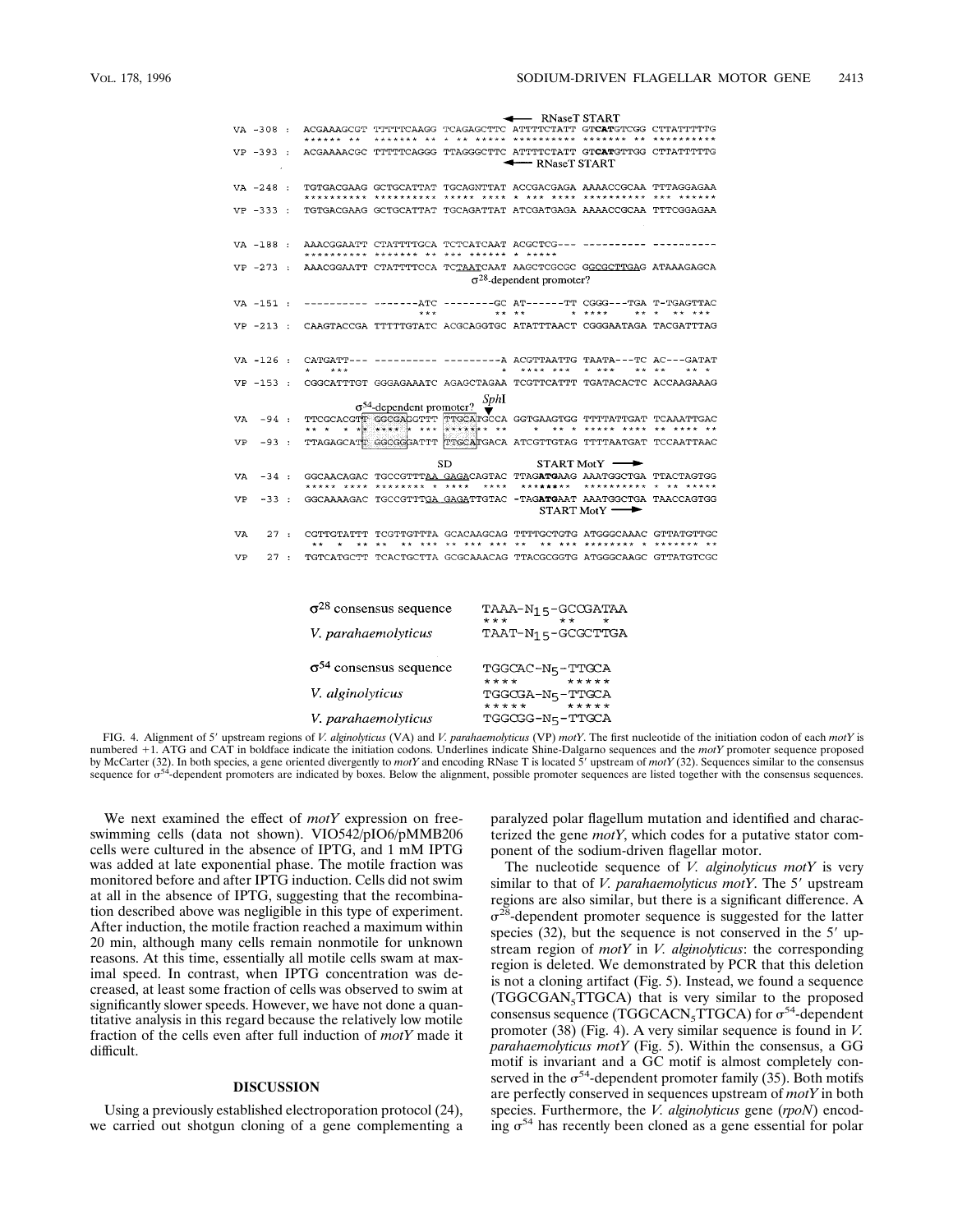```
                                                    ◄── RNaseT START
VA -308 :  ACGAAAGCGT TTTTTCAAGG TCAGAGCTTC ATTTTCTATT GTCATGTCGG CTTATTTTTG
           ****** **  ******* **  * ** *****  ********** ******* **  *********
VP -393 :  ACGAAAACGC TTTTTCAGGG TTAGGGCTTC ATTTTCTATT GTCATGTTGG CTTATTTTTG
                                                    ◄── RNaseT START

VA -248 :  TGTGACGAAG GCTGCATTAT TGCAGTTTAT ACCGACGAGA AAAACCGCAA TTTAGGAGAA
           ********** ********** ***** ****  * *** ****  ********** *** ******
VP -333 :  TGTGACGAAG GCTGCATTAT TGCAGATTAT ATCGATGAGA AAAACCGCAA TTTCGGAGAA

VA -188 :  AAACGGAATT CTATTTTGCA TCTCATCAAT ACGCTCG--- ---------- ----------
           ********** ******* **  *** ****** * *****
VP -273 :  AAACGGAATT CTATTTTCCA TCTAATCAAT AAGCTCGCGC GGCGCTTGAG ATAAAGAGCA
                                  σ28-dependent promoter?

VA -151 :  ---------- -------ATC --------GC AT------TT CGGG---TGA T-TGAGTTAC
                             ***          ** **       * ****     ** *  ** ***
VP -213 :  CAAGTACCGA TTTTTGTATC ACGCAGGTGC ATATTTAACT CGGGAATAGA TACGATTTAG

VA -126 :  CATGATT--- ---------- ---------A ACGTTAATTG TAATA---TC AC---GATAT
           *   ***                        * **** ***  * ***     ** **    ** *
VP -153 :  CGGCATTTGT GGGAGAAATC AGAGCTAGAA TCGTTCATTT TGATACACTC ACCAAGAAAG

                σ54-dependent promoter?  SphI
VA  -94 :  TTCGCACGTT GGCGAGGTTT TTGCATGCCA GGTGAAGTGG TTTTATTGAT TCAAATTGAC
           ** *   * ** ***** * ***  ******** **     *  ** *  ***** ****  ** **** **
VP  -93 :  TTAGAGCATT GGCGGGATTT TTGCATGACA ATCGTTGTAG TTTTAATGAT TCCAATTAAC

                                SD                 START MotY ──►
VA  -34 :  GGCAACAGAC TGCCGTTTAA GAGACAGTAC TTAGATGAAG AAATGGCTGA TTACTAGTGG
           ***** **** ******** * ****   ****  ********  ********** * ** *****
VP  -33 :  GGCAAAAGAC TGCCGTTTGA GAGATTGTAC -TAGATGAAT AAATGGCTGA TAACCAGTGG
                                                    START MotY ──►

VA   27 :  CGTTGTATTT TCGTTGTTTA GCACAAGCAG TTTTGCTGTG ATGGGCAAAC GTTATGTTGC
            **   *   ** **   ** ***  ** *** *** **   ** *** ******** * ******* **
VP   27 :  TGTCATGCTT TCACTGCTTA GCGCAAACAG TTACGCGGTG ATGGGCAAGC GTTATGTCGC


           σ28 consensus sequence      TAAA-N15-GCCGATAA
                                       ***       **    *
           V. parahaemolyticus         TAAT-N15-GCGCTTGA

           σ54 consensus sequence      TGGCAC-N5-TTGCA
                                       ****      *****
           V. alginolyticus            TGGCGA-N5-TTGCA
                                       *****     *****
           V. parahaemolyticus         TGGCGG-N5-TTGCA
```

FIG. 4. Alignment of 5′ upstream regions of *V. alginolyticus* (VA) and *V. parahaemolyticus* (VP) *motY*. The first nucleotide of the initiation codon of each *motY* is numbered +1. ATG and CAT in boldface indicate the initiation codons. Underlines indicate Shine-Dalgarno sequences and the *motY* promoter sequence proposed by McCarter (32). In both species, a gene oriented divergently to *motY* and encoding RNase T is located 5′ upstream of *motY* (32). Sequences similar to the consensus sequence for $\sigma^{54}$-dependent promoters are indicated by boxes. Below the alignment, possible promoter sequences are listed together with the consensus sequences.

We next examined the effect of *motY* expression on free-swimming cells (data not shown). VIO542/pIO6/pMMB206 cells were cultured in the absence of IPTG, and 1 mM IPTG was added at late exponential phase. The motile fraction was monitored before and after IPTG induction. Cells did not swim at all in the absence of IPTG, suggesting that the recombination described above was negligible in this type of experiment. After induction, the motile fraction reached a maximum within 20 min, although many cells remain nonmotile for unknown reasons. At this time, essentially all motile cells swam at maximal speed. In contrast, when IPTG concentration was decreased, at least some fraction of cells was observed to swim at significantly slower speeds. However, we have not done a quantitative analysis in this regard because the relatively low motile fraction of the cells even after full induction of *motY* made it difficult.

## DISCUSSION

Using a previously established electroporation protocol (24), we carried out shotgun cloning of a gene complementing a paralyzed polar flagellum mutation and identified and characterized the gene *motY*, which codes for a putative stator component of the sodium-driven flagellar motor.

The nucleotide sequence of *V. alginolyticus motY* is very similar to that of *V. parahaemolyticus motY*. The 5′ upstream regions are also similar, but there is a significant difference. A $\sigma^{28}$-dependent promoter sequence is suggested for the latter species (32), but the sequence is not conserved in the 5′ upstream region of *motY* in *V. alginolyticus*: the corresponding region is deleted. We demonstrated by PCR that this deletion is not a cloning artifact (Fig. 5). Instead, we found a sequence (TGGCGAN$_5$TTGCA) that is very similar to the proposed consensus sequence (TGGCACN$_5$TTGCA) for $\sigma^{54}$-dependent promoter (38) (Fig. 4). A very similar sequence is found in *V. parahaemolyticus motY* (Fig. 5). Within the consensus, a GG motif is invariant and a GC motif is almost completely conserved in the $\sigma^{54}$-dependent promoter family (35). Both motifs are perfectly conserved in sequences upstream of *motY* in both species. Furthermore, the *V. alginolyticus* gene (*rpoN*) encoding $\sigma^{54}$ has recently been cloned as a gene essential for polar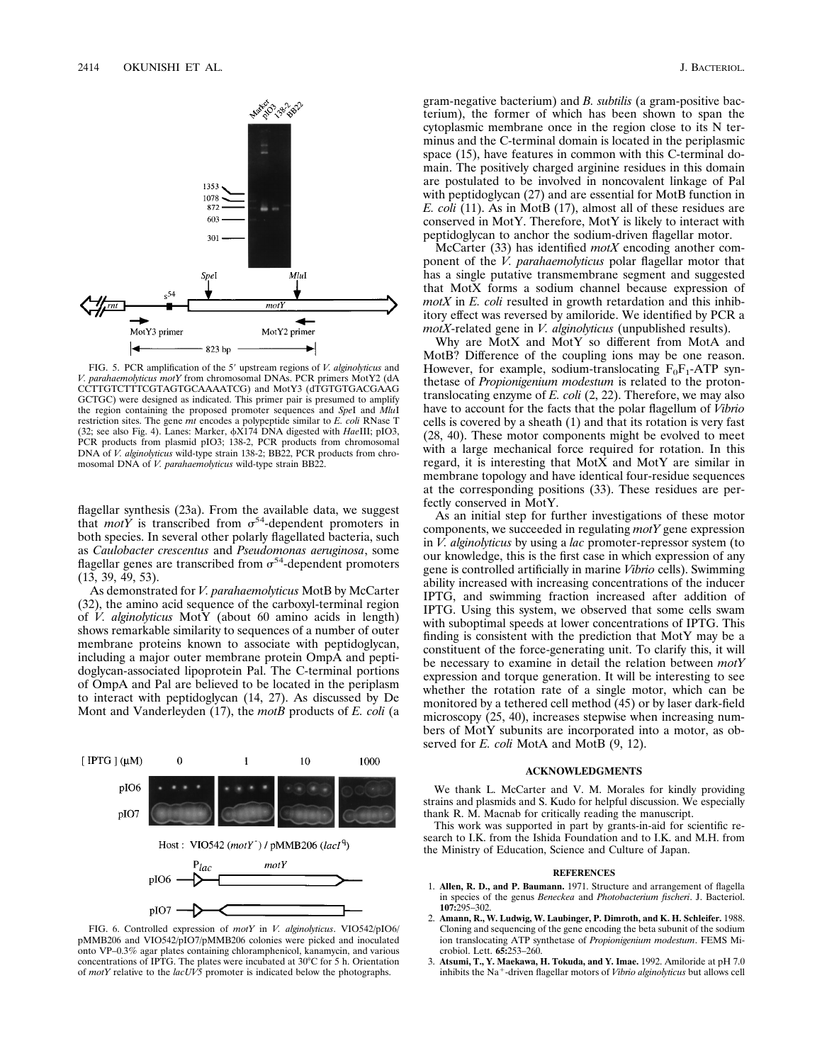FIG. 5. PCR amplification of the 5′ upstream regions of *V. alginolyticus* and *V. parahaemolyticus motY* from chromosomal DNAs. PCR primers MotY2 (dA CCTTGTCTTTCGTAGTGCAAAATCG) and MotY3 (dTGTGTGACGAAG GCTGC) were designed as indicated. This primer pair is presumed to amplify the region containing the proposed promoter sequences and *Spe*I and *Mlu*I restriction sites. The gene *rnt* encodes a polypeptide similar to *E. coli* RNase T (32; see also Fig. 4). Lanes: Marker, φX174 DNA digested with *Hae*III; pIO3, PCR products from plasmid pIO3; 138-2, PCR products from chromosomal DNA of *V. alginolyticus* wild-type strain 138-2; BB22, PCR products from chromosomal DNA of *V. parahaemolyticus* wild-type strain BB22.

flagellar synthesis (23a). From the available data, we suggest that *motY* is transcribed from $\sigma^{54}$-dependent promoters in both species. In several other polarly flagellated bacteria, such as *Caulobacter crescentus* and *Pseudomonas aeruginosa*, some flagellar genes are transcribed from $\sigma^{54}$-dependent promoters (13, 39, 49, 53).

As demonstrated for *V. parahaemolyticus* MotB by McCarter (32), the amino acid sequence of the carboxyl-terminal region of *V. alginolyticus* MotY (about 60 amino acids in length) shows remarkable similarity to sequences of a number of outer membrane proteins known to associate with peptidoglycan, including a major outer membrane protein OmpA and peptidoglycan-associated lipoprotein Pal. The C-terminal portions of OmpA and Pal are believed to be located in the periplasm to interact with peptidoglycan (14, 27). As discussed by De Mont and Vanderleyden (17), the *motB* products of *E. coli* (a gram-negative bacterium) and *B. subtilis* (a gram-positive bacterium), the former of which has been shown to span the cytoplasmic membrane once in the region close to its N terminus and the C-terminal domain is located in the periplasmic space (15), have features in common with this C-terminal domain. The positively charged arginine residues in this domain are postulated to be involved in noncovalent linkage of Pal with peptidoglycan (27) and are essential for MotB function in *E. coli* (11). As in MotB (17), almost all of these residues are conserved in MotY. Therefore, MotY is likely to interact with peptidoglycan to anchor the sodium-driven flagellar motor.

McCarter (33) has identified *motX* encoding another component of the *V. parahaemolyticus* polar flagellar motor that has a single putative transmembrane segment and suggested that MotX forms a sodium channel because expression of *motX* in *E. coli* resulted in growth retardation and this inhibitory effect was reversed by amiloride. We identified by PCR a *motX*-related gene in *V. alginolyticus* (unpublished results).

Why are MotX and MotY so different from MotA and MotB? Difference of the coupling ions may be one reason. However, for example, sodium-translocating $F_0F_1$-ATP synthetase of *Propionigenium modestum* is related to the proton-translocating enzyme of *E. coli* (2, 22). Therefore, we may also have to account for the facts that the polar flagellum of *Vibrio* cells is covered by a sheath (1) and that its rotation is very fast (28, 40). These motor components might be evolved to meet with a large mechanical force required for rotation. In this regard, it is interesting that MotX and MotY are similar in membrane topology and have identical four-residue sequences at the corresponding positions (33). These residues are perfectly conserved in MotY.

As an initial step for further investigations of these motor components, we succeeded in regulating *motY* gene expression in *V. alginolyticus* by using a *lac* promoter-repressor system (to our knowledge, this is the first case in which expression of any gene is controlled artificially in marine *Vibrio* cells). Swimming ability increased with increasing concentrations of the inducer IPTG, and swimming fraction increased after addition of IPTG. Using this system, we observed that some cells swam with suboptimal speeds at lower concentrations of IPTG. This finding is consistent with the prediction that MotY may be a constituent of the force-generating unit. To clarify this, it will be necessary to examine in detail the relation between *motY* expression and torque generation. It will be interesting to see whether the rotation rate of a single motor, which can be monitored by a tethered cell method (45) or by laser dark-field microscopy (25, 40), increases stepwise when increasing numbers of MotY subunits are incorporated into a motor, as observed for *E. coli* MotA and MotB (9, 12).

FIG. 6. Controlled expression of *motY* in *V. alginolyticus*. VIO542/pIO6/pMMB206 and VIO542/pIO7/pMMB206 colonies were picked and inoculated onto VP–0.3% agar plates containing chloramphenicol, kanamycin, and various concentrations of IPTG. The plates were incubated at 30°C for 5 h. Orientation of *motY* relative to the *lacUV5* promoter is indicated below the photographs.

## ACKNOWLEDGMENTS

We thank L. McCarter and V. M. Morales for kindly providing strains and plasmids and S. Kudo for helpful discussion. We especially thank R. M. Macnab for critically reading the manuscript.

This work was supported in part by grants-in-aid for scientific research to I.K. from the Ishida Foundation and to I.K. and M.H. from the Ministry of Education, Science and Culture of Japan.

## REFERENCES

1. **Allen, R. D., and P. Baumann.** 1971. Structure and arrangement of flagella in species of the genus *Beneckea* and *Photobacterium fischeri*. J. Bacteriol. **107:**295–302.
2. **Amann, R., W. Ludwig, W. Laubinger, P. Dimroth, and K. H. Schleifer.** 1988. Cloning and sequencing of the gene encoding the beta subunit of the sodium ion translocating ATP synthetase of *Propionigenium modestum*. FEMS Microbiol. Lett. **65:**253–260.
3. **Atsumi, T., Y. Maekawa, H. Tokuda, and Y. Imae.** 1992. Amiloride at pH 7.0 inhibits the $Na^+$-driven flagellar motors of *Vibrio alginolyticus* but allows cell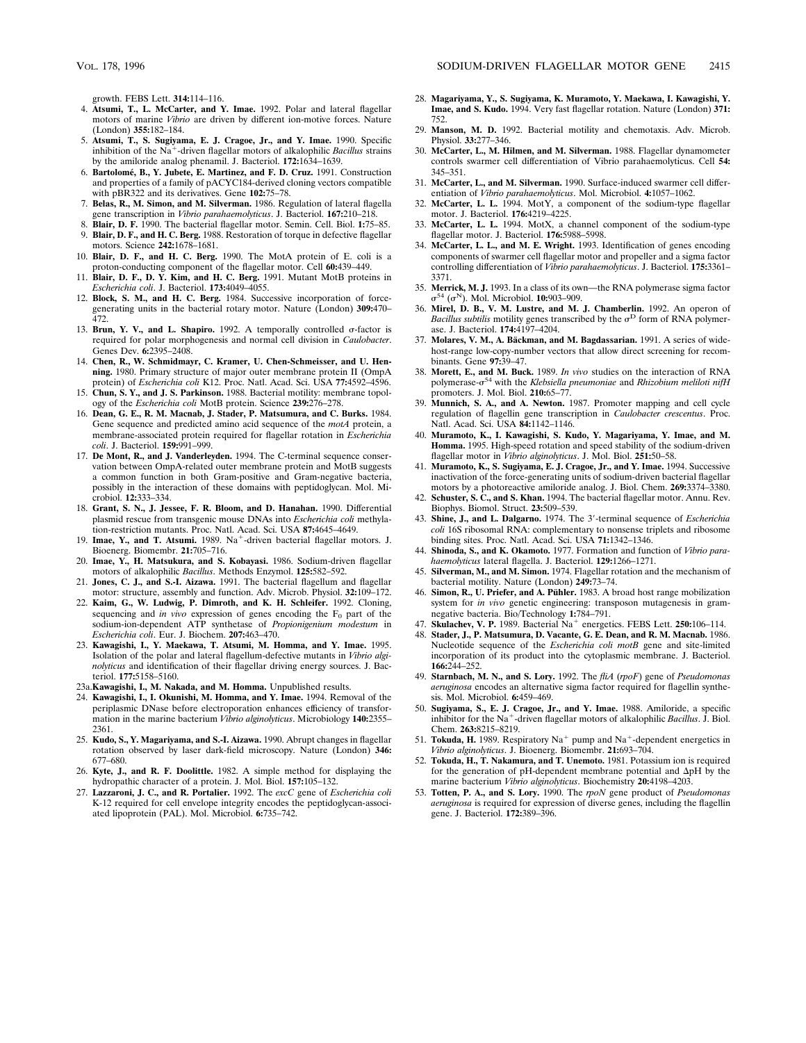growth. FEBS Lett. **314:**114–116.

4. **Atsumi, T., L. McCarter, and Y. Imae.** 1992. Polar and lateral flagellar motors of marine *Vibrio* are driven by different ion-motive forces. Nature (London) **355:**182–184.
5. **Atsumi, T., S. Sugiyama, E. J. Cragoe, Jr., and Y. Imae.** 1990. Specific inhibition of the $Na^+$-driven flagellar motors of alkalophilic *Bacillus* strains by the amiloride analog phenamil. J. Bacteriol. **172:**1634–1639.
6. **Bartolomé, B., Y. Jubete, E. Martinez, and F. D. Cruz.** 1991. Construction and properties of a family of pACYC184-derived cloning vectors compatible with pBR322 and its derivatives. Gene **102:**75–78.
7. **Belas, R., M. Simon, and M. Silverman.** 1986. Regulation of lateral flagella gene transcription in *Vibrio parahaemolyticus*. J. Bacteriol. **167:**210–218.
8. **Blair, D. F.** 1990. The bacterial flagellar motor. Semin. Cell. Biol. **1:**75–85.
9. **Blair, D. F., and H. C. Berg.** 1988. Restoration of torque in defective flagellar motors. Science **242:**1678–1681.
10. **Blair, D. F., and H. C. Berg.** 1990. The MotA protein of E. coli is a proton-conducting component of the flagellar motor. Cell **60:**439–449.
11. **Blair, D. F., D. Y. Kim, and H. C. Berg.** 1991. Mutant MotB proteins in *Escherichia coli*. J. Bacteriol. **173:**4049–4055.
12. **Block, S. M., and H. C. Berg.** 1984. Successive incorporation of force-generating units in the bacterial rotary motor. Nature (London) **309:**470–472.
13. **Brun, Y. V., and L. Shapiro.** 1992. A temporally controlled σ-factor is required for polar morphogenesis and normal cell division in *Caulobacter*. Genes Dev. **6:**2395–2408.
14. **Chen, R., W. Schmidmayr, C. Kramer, U. Chen-Schmeisser, and U. Henning.** 1980. Primary structure of major outer membrane protein II (OmpA protein) of *Escherichia coli* K12. Proc. Natl. Acad. Sci. USA **77:**4592–4596.
15. **Chun, S. Y., and J. S. Parkinson.** 1988. Bacterial motility: membrane topology of the *Escherichia coli* MotB protein. Science **239:**276–278.
16. **Dean, G. E., R. M. Macnab, J. Stader, P. Matsumura, and C. Burks.** 1984. Gene sequence and predicted amino acid sequence of the *motA* protein, a membrane-associated protein required for flagellar rotation in *Escherichia coli*. J. Bacteriol. **159:**991–999.
17. **De Mont, R., and J. Vanderleyden.** 1994. The C-terminal sequence conservation between OmpA-related outer membrane protein and MotB suggests a common function in both Gram-positive and Gram-negative bacteria, possibly in the interaction of these domains with peptidoglycan. Mol. Microbiol. **12:**333–334.
18. **Grant, S. N., J. Jessee, F. R. Bloom, and D. Hanahan.** 1990. Differential plasmid rescue from transgenic mouse DNAs into *Escherichia coli* methylation-restriction mutants. Proc. Natl. Acad. Sci. USA **87:**4645–4649.
19. **Imae, Y., and T. Atsumi.** 1989. $Na^+$-driven bacterial flagellar motors. J. Bioenerg. Biomembr. **21:**705–716.
20. **Imae, Y., H. Matsukura, and S. Kobayasi.** 1986. Sodium-driven flagellar motors of alkalophilic *Bacillus*. Methods Enzymol. **125:**582–592.
21. **Jones, C. J., and S.-I. Aizawa.** 1991. The bacterial flagellum and flagellar motor: structure, assembly and function. Adv. Microb. Physiol. **32:**109–172.
22. **Kaim, G., W. Ludwig, P. Dimroth, and K. H. Schleifer.** 1992. Cloning, sequencing and *in vivo* expression of genes encoding the $F_0$ part of the sodium-ion-dependent ATP synthetase of *Propionigenium modestum* in *Escherichia coli*. Eur. J. Biochem. **207:**463–470.
23. **Kawagishi, I., Y. Maekawa, T. Atsumi, M. Homma, and Y. Imae.** 1995. Isolation of the polar and lateral flagellum-defective mutants in *Vibrio alginolyticus* and identification of their flagellar driving energy sources. J. Bacteriol. **177:**5158–5160.

23a. **Kawagishi, I., M. Nakada, and M. Homma.** Unpublished results.

24. **Kawagishi, I., I. Okunishi, M. Homma, and Y. Imae.** 1994. Removal of the periplasmic DNase before electroporation enhances efficiency of transformation in the marine bacterium *Vibrio alginolyticus*. Microbiology **140:**2355–2361.
25. **Kudo, S., Y. Magariyama, and S.-I. Aizawa.** 1990. Abrupt changes in flagellar rotation observed by laser dark-field microscopy. Nature (London) **346:**677–680.
26. **Kyte, J., and R. F. Doolittle.** 1982. A simple method for displaying the hydropathic character of a protein. J. Mol. Biol. **157:**105–132.
27. **Lazzaroni, J. C., and R. Portalier.** 1992. The *excC* gene of *Escherichia coli* K-12 required for cell envelope integrity encodes the peptidoglycan-associated lipoprotein (PAL). Mol. Microbiol. **6:**735–742.
28. **Magariyama, Y., S. Sugiyama, K. Muramoto, Y. Maekawa, I. Kawagishi, Y. Imae, and S. Kudo.** 1994. Very fast flagellar rotation. Nature (London) **371:**752.
29. **Manson, M. D.** 1992. Bacterial motility and chemotaxis. Adv. Microb. Physiol. **33:**277–346.
30. **McCarter, L., M. Hilmen, and M. Silverman.** 1988. Flagellar dynamometer controls swarmer cell differentiation of Vibrio parahaemolyticus. Cell **54:**345–351.
31. **McCarter, L., and M. Silverman.** 1990. Surface-induced swarmer cell differentiation of *Vibrio parahaemolyticus*. Mol. Microbiol. **4:**1057–1062.
32. **McCarter, L. L.** 1994. MotY, a component of the sodium-type flagellar motor. J. Bacteriol. **176:**4219–4225.
33. **McCarter, L. L.** 1994. MotX, a channel component of the sodium-type flagellar motor. J. Bacteriol. **176:**5988–5998.
34. **McCarter, L. L., and M. E. Wright.** 1993. Identification of genes encoding components of swarmer cell flagellar motor and propeller and a sigma factor controlling differentiation of *Vibrio parahaemolyticus*. J. Bacteriol. **175:**3361–3371.
35. **Merrick, M. J.** 1993. In a class of its own—the RNA polymerase sigma factor $\sigma^{54}$ ($\sigma^N$). Mol. Microbiol. **10:**903–909.
36. **Mirel, D. B., V. M. Lustre, and M. J. Chamberlin.** 1992. An operon of *Bacillus subtilis* motility genes transcribed by the $\sigma^D$ form of RNA polymerase. J. Bacteriol. **174:**4197–4204.
37. **Molares, V. M., A. Bäckman, and M. Bagdassarian.** 1991. A series of wide-host-range low-copy-number vectors that allow direct screening for recombinants. Gene **97:**39–47.
38. **Morett, E., and M. Buck.** 1989. *In vivo* studies on the interaction of RNA polymerase-$\sigma^{54}$ with the *Klebsiella pneumoniae* and *Rhizobium meliloti nifH* promoters. J. Mol. Biol. **210:**65–77.
39. **Munnich, S. A., and A. Newton.** 1987. Promoter mapping and cell cycle regulation of flagellin gene transcription in *Caulobacter crescentus*. Proc. Natl. Acad. Sci. USA **84:**1142–1146.
40. **Muramoto, K., I. Kawagishi, S. Kudo, Y. Magariyama, Y. Imae, and M. Homma.** 1995. High-speed rotation and speed stability of the sodium-driven flagellar motor in *Vibrio alginolyticus*. J. Mol. Biol. **251:**50–58.
41. **Muramoto, K., S. Sugiyama, E. J. Cragoe, Jr., and Y. Imae.** 1994. Successive inactivation of the force-generating units of sodium-driven bacterial flagellar motors by a photoreactive amiloride analog. J. Biol. Chem. **269:**3374–3380.
42. **Schuster, S. C., and S. Khan.** 1994. The bacterial flagellar motor. Annu. Rev. Biophys. Biomol. Struct. **23:**509–539.
43. **Shine, J., and L. Dalgarno.** 1974. The 3′-terminal sequence of *Escherichia coli* 16S ribosomal RNA: complementary to nonsense triplets and ribosome binding sites. Proc. Natl. Acad. Sci. USA **71:**1342–1346.
44. **Shinoda, S., and K. Okamoto.** 1977. Formation and function of *Vibrio parahaemolyticus* lateral flagella. J. Bacteriol. **129:**1266–1271.
45. **Silverman, M., and M. Simon.** 1974. Flagellar rotation and the mechanism of bacterial motility. Nature (London) **249:**73–74.
46. **Simon, R., U. Priefer, and A. Pühler.** 1983. A broad host range mobilization system for *in vivo* genetic engineering: transposon mutagenesis in gram-negative bacteria. Bio/Technology **1:**784–791.
47. **Skulachev, V. P.** 1989. Bacterial $Na^+$ energetics. FEBS Lett. **250:**106–114.
48. **Stader, J., P. Matsumura, D. Vacante, G. E. Dean, and R. M. Macnab.** 1986. Nucleotide sequence of the *Escherichia coli motB* gene and site-limited incorporation of its product into the cytoplasmic membrane. J. Bacteriol. **166:**244–252.
49. **Starnbach, M. N., and S. Lory.** 1992. The *fliA* (*rpoF*) gene of *Pseudomonas aeruginosa* encodes an alternative sigma factor required for flagellin synthesis. Mol. Microbiol. **6:**459–469.
50. **Sugiyama, S., E. J. Cragoe, Jr., and Y. Imae.** 1988. Amiloride, a specific inhibitor for the $Na^+$-driven flagellar motors of alkalophilic *Bacillus*. J. Biol. Chem. **263:**8215–8219.
51. **Tokuda, H.** 1989. Respiratory $Na^+$ pump and $Na^+$-dependent energetics in *Vibrio alginolyticus*. J. Bioenerg. Biomembr. **21:**693–704.
52. **Tokuda, H., T. Nakamura, and T. Unemoto.** 1981. Potassium ion is required for the generation of pH-dependent membrane potential and ΔpH by the marine bacterium *Vibrio alginolyticus*. Biochemistry **20:**4198–4203.
53. **Totten, P. A., and S. Lory.** 1990. The *rpoN* gene product of *Pseudomonas aeruginosa* is required for expression of diverse genes, including the flagellin gene. J. Bacteriol. **172:**389–396.